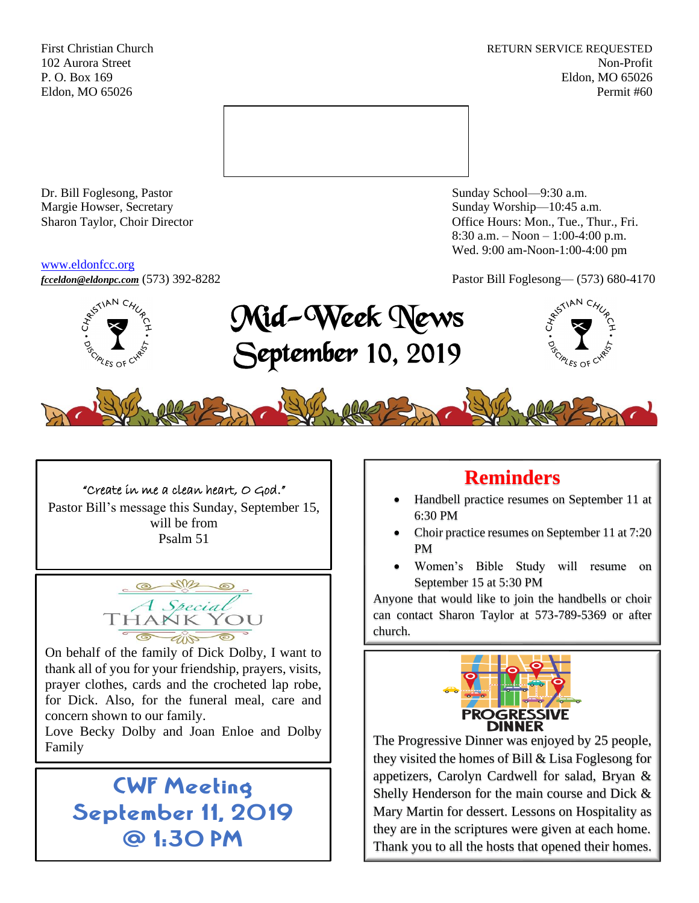First Christian Church
102 Aurora Street
P. O. Box 169
Eldon, MO 65026

RETURN SERVICE REQUESTED
Non-Profit
Eldon, MO 65026
Permit #60

Dr. Bill Foglesong, Pastor
Margie Howser, Secretary
Sharon Taylor, Choir Director

www.eldonfcc.org
***fcceldon@eldonpc.com*** (573) 392-8282

Sunday School—9:30 a.m.
Sunday Worship—10:45 a.m.
Office Hours: Mon., Tue., Thur., Fri.
8:30 a.m. – Noon – 1:00-4:00 p.m.
Wed. 9:00 am-Noon-1:00-4:00 pm

Pastor Bill Foglesong— (573) 680-4170

# Mid-Week News
# September 10, 2019

"Create in me a clean heart, O God."
Pastor Bill's message this Sunday, September 15, will be from
Psalm 51

## A Special THANK YOU

On behalf of the family of Dick Dolby, I want to thank all of you for your friendship, prayers, visits, prayer clothes, cards and the crocheted lap robe, for Dick. Also, for the funeral meal, care and concern shown to our family.
Love Becky Dolby and Joan Enloe and Dolby Family

## CWF Meeting September 11, 2019 @ 1:30 PM

## Reminders

- Handbell practice resumes on September 11 at 6:30 PM
- Choir practice resumes on September 11 at 7:20 PM
- Women's Bible Study will resume on September 15 at 5:30 PM

Anyone that would like to join the handbells or choir can contact Sharon Taylor at 573-789-5369 or after church.

## PROGRESSIVE DINNER

The Progressive Dinner was enjoyed by 25 people, they visited the homes of Bill & Lisa Foglesong for appetizers, Carolyn Cardwell for salad, Bryan & Shelly Henderson for the main course and Dick & Mary Martin for dessert. Lessons on Hospitality as they are in the scriptures were given at each home. Thank you to all the hosts that opened their homes.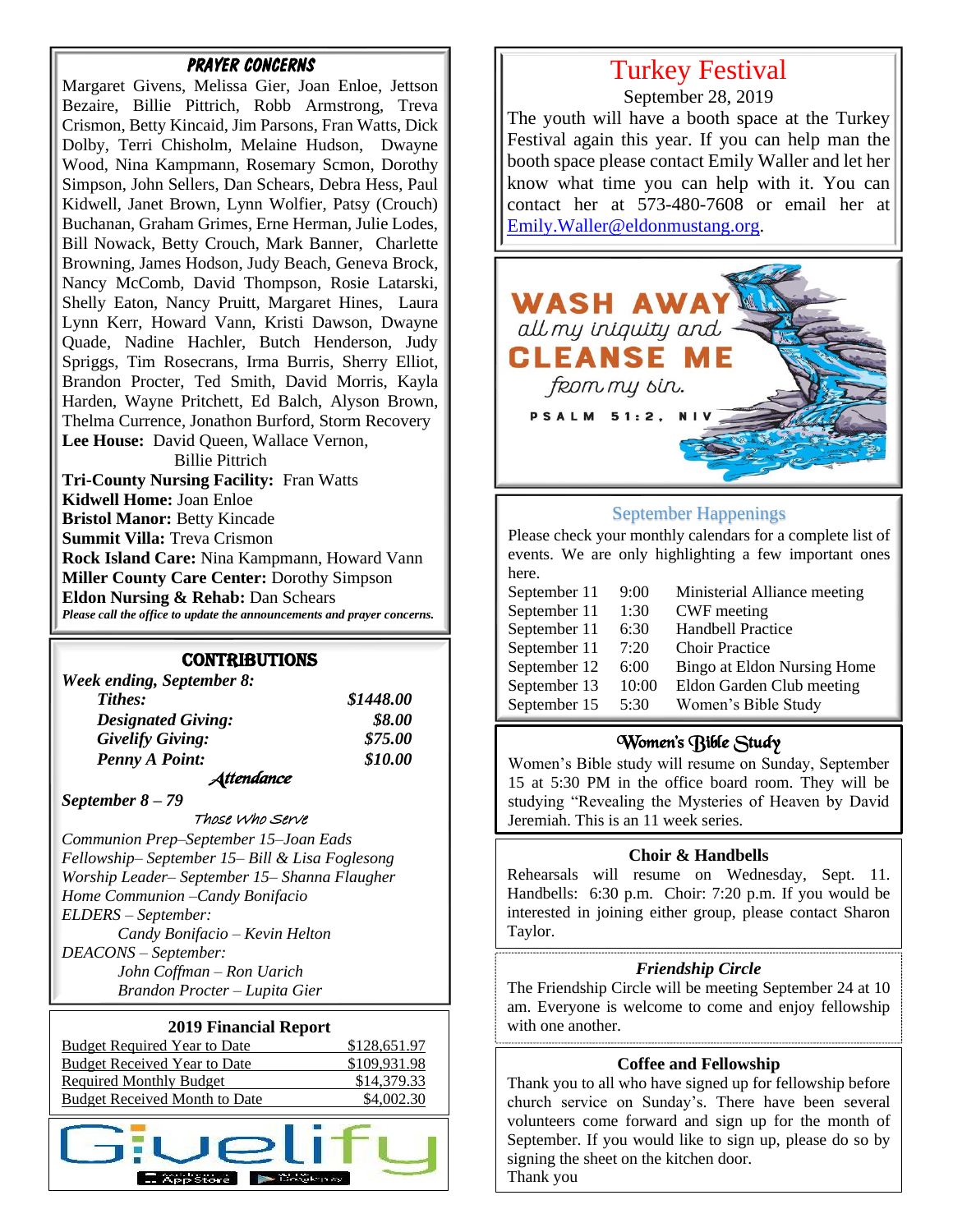## PRAYER CONCERNS

Margaret Givens, Melissa Gier, Joan Enloe, Jettson Bezaire, Billie Pittrich, Robb Armstrong, Treva Crismon, Betty Kincaid, Jim Parsons, Fran Watts, Dick Dolby, Terri Chisholm, Melaine Hudson, Dwayne Wood, Nina Kampmann, Rosemary Scmon, Dorothy Simpson, John Sellers, Dan Schears, Debra Hess, Paul Kidwell, Janet Brown, Lynn Wolfier, Patsy (Crouch) Buchanan, Graham Grimes, Erne Herman, Julie Lodes, Bill Nowack, Betty Crouch, Mark Banner, Charlette Browning, James Hodson, Judy Beach, Geneva Brock, Nancy McComb, David Thompson, Rosie Latarski, Shelly Eaton, Nancy Pruitt, Margaret Hines, Laura Lynn Kerr, Howard Vann, Kristi Dawson, Dwayne Quade, Nadine Hachler, Butch Henderson, Judy Spriggs, Tim Rosecrans, Irma Burris, Sherry Elliot, Brandon Procter, Ted Smith, David Morris, Kayla Harden, Wayne Pritchett, Ed Balch, Alyson Brown, Thelma Currence, Jonathon Burford, Storm Recovery

**Lee House:** David Queen, Wallace Vernon, Billie Pittrich
**Tri-County Nursing Facility:** Fran Watts
**Kidwell Home:** Joan Enloe
**Bristol Manor:** Betty Kincade
**Summit Villa:** Treva Crismon
**Rock Island Care:** Nina Kampmann, Howard Vann
**Miller County Care Center:** Dorothy Simpson
**Eldon Nursing & Rehab:** Dan Schears

***Please call the office to update the announcements and prayer concerns.***

## CONTRIBUTIONS

***Week ending, September 8:***

| | |
|---|---|
| ***Tithes:*** | ***$1448.00*** |
| ***Designated Giving:*** | ***$8.00*** |
| ***Givelify Giving:*** | ***$75.00*** |
| ***Penny A Point:*** | ***$10.00*** |

### *Attendance*

***September 8 – 79***

*Those Who Serve*

*Communion Prep–September 15–Joan Eads*
*Fellowship– September 15– Bill & Lisa Foglesong*
*Worship Leader– September 15– Shanna Flaugher*
*Home Communion –Candy Bonifacio*
*ELDERS – September:*
*Candy Bonifacio – Kevin Helton*
*DEACONS – September:*
*John Coffman – Ron Uarich*
*Brandon Procter – Lupita Gier*

## 2019 Financial Report

| | |
|---|---|
| Budget Required Year to Date | $128,651.97 |
| Budget Received Year to Date | $109,931.98 |
| Required Monthly Budget | $14,379.33 |
| Budget Received Month to Date | $4,002.30 |

Givelify

## Turkey Festival

September 28, 2019

The youth will have a booth space at the Turkey Festival again this year. If you can help man the booth space please contact Emily Waller and let her know what time you can help with it. You can contact her at 573-480-7608 or email her at Emily.Waller@eldonmustang.org.

WASH AWAY all my iniquity and CLEANSE ME from my sin. PSALM 51:2, NIV

## September Happenings

Please check your monthly calendars for a complete list of events. We are only highlighting a few important ones here.

| | | |
|---|---|---|
| September 11 | 9:00 | Ministerial Alliance meeting |
| September 11 | 1:30 | CWF meeting |
| September 11 | 6:30 | Handbell Practice |
| September 11 | 7:20 | Choir Practice |
| September 12 | 6:00 | Bingo at Eldon Nursing Home |
| September 13 | 10:00 | Eldon Garden Club meeting |
| September 15 | 5:30 | Women's Bible Study |

## Women's Bible Study

Women's Bible study will resume on Sunday, September 15 at 5:30 PM in the office board room. They will be studying "Revealing the Mysteries of Heaven by David Jeremiah. This is an 11 week series.

## Choir & Handbells

Rehearsals will resume on Wednesday, Sept. 11. Handbells: 6:30 p.m. Choir: 7:20 p.m. If you would be interested in joining either group, please contact Sharon Taylor.

## *Friendship Circle*

The Friendship Circle will be meeting September 24 at 10 am. Everyone is welcome to come and enjoy fellowship with one another.

## Coffee and Fellowship

Thank you to all who have signed up for fellowship before church service on Sunday's. There have been several volunteers come forward and sign up for the month of September. If you would like to sign up, please do so by signing the sheet on the kitchen door.
Thank you